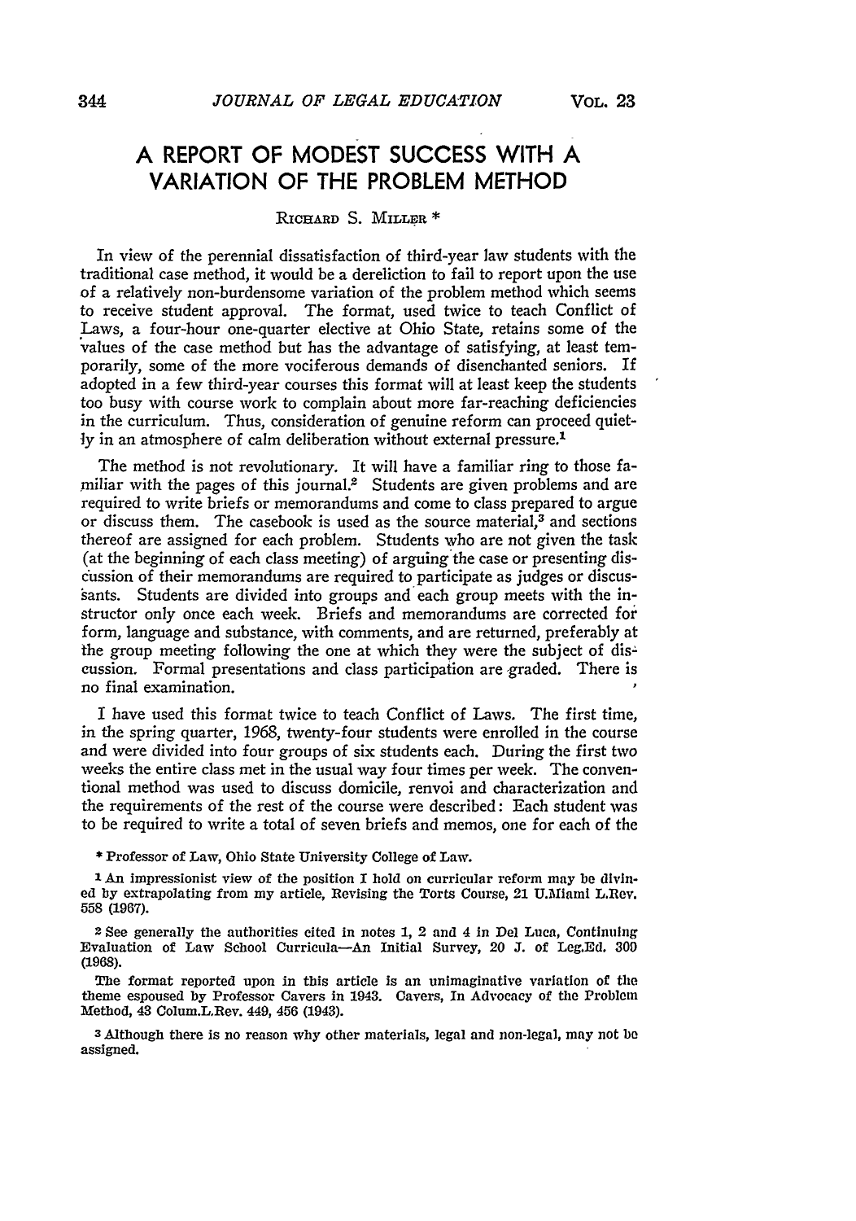# A REPORT OF MODEST SUCCESS WITH A VARIATION OF THE PROBLEM METHOD

RICHARD S. MILLER *

In view of the perennial dissatisfaction of third-year law students with the traditional case method, it would be a dereliction to fail to report upon the use of a relatively non-burdensome variation of the problem method which seems to receive student approval. The format, used twice to teach Conflict of Laws, a four-hour one-quarter elective at Ohio State, retains some of the values of the case method but has the advantage of satisfying, at least temporarily, some of the more vociferous demands of disenchanted seniors. If adopted in a few third-year courses this format will at least keep the students too busy with course work to complain about more far-reaching deficiencies in the curriculum. Thus, consideration of genuine reform can proceed quietly in an atmosphere of calm deliberation without external pressure.[1]

The method is not revolutionary. It will have a familiar ring to those familiar with the pages of this journal.[2] Students are given problems and are required to write briefs or memorandums and come to class prepared to argue or discuss them. The casebook is used as the source material,[3] and sections thereof are assigned for each problem. Students who are not given the task (at the beginning of each class meeting) of arguing the case or presenting discussion of their memorandums are required to participate as judges or discussants. Students are divided into groups and each group meets with the instructor only once each week. Briefs and memorandums are corrected for form, language and substance, with comments, and are returned, preferably at the group meeting following the one at which they were the subject of discussion. Formal presentations and class participation are graded. There is no final examination.

I have used this format twice to teach Conflict of Laws. The first time, in the spring quarter, 1968, twenty-four students were enrolled in the course and were divided into four groups of six students each. During the first two weeks the entire class met in the usual way four times per week. The conventional method was used to discuss domicile, renvoi and characterization and the requirements of the rest of the course were described: Each student was to be required to write a total of seven briefs and memos, one for each of the

---

\* Professor of Law, Ohio State University College of Law.

[1] An impressionist view of the position I hold on curricular reform may be divined by extrapolating from my article, Revising the Torts Course, 21 U.Miami L.Rev. 558 (1967).

[2] See generally the authorities cited in notes 1, 2 and 4 in Del Luca, Continuing Evaluation of Law School Curricula—An Initial Survey, 20 J. of Leg.Ed. 309 (1968).

The format reported upon in this article is an unimaginative variation of the theme espoused by Professor Cavers in 1943. Cavers, In Advocacy of the Problem Method, 43 Colum.L.Rev. 449, 456 (1943).

[3] Although there is no reason why other materials, legal and non-legal, may not be assigned.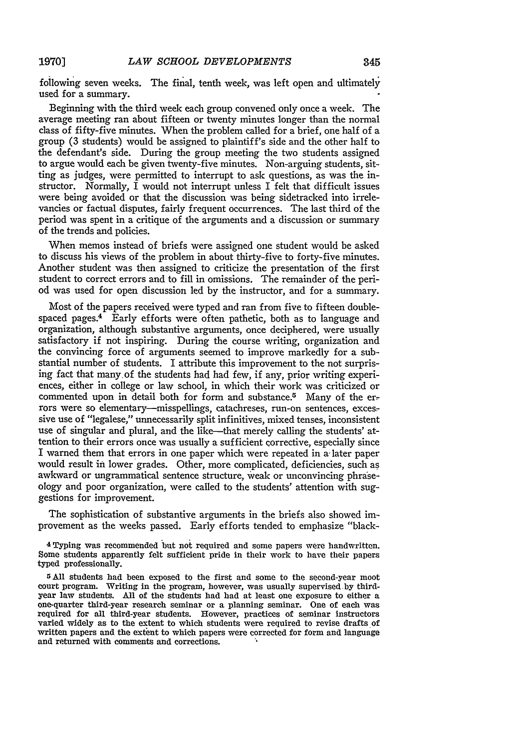following seven weeks. The final, tenth week, was left open and ultimately used for a summary.

Beginning with the third week each group convened only once a week. The average meeting ran about fifteen or twenty minutes longer than the normal class of fifty-five minutes. When the problem called for a brief, one half of a group (3 students) would be assigned to plaintiff's side and the other half to the defendant's side. During the group meeting the two students assigned to argue would each be given twenty-five minutes. Non-arguing students, sitting as judges, were permitted to interrupt to ask questions, as was the instructor. Normally, I would not interrupt unless I felt that difficult issues were being avoided or that the discussion was being sidetracked into irrelevancies or factual disputes, fairly frequent occurrences. The last third of the period was spent in a critique of the arguments and a discussion or summary of the trends and policies.

When memos instead of briefs were assigned one student would be asked to discuss his views of the problem in about thirty-five to forty-five minutes. Another student was then assigned to criticize the presentation of the first student to correct errors and to fill in omissions. The remainder of the period was used for open discussion led by the instructor, and for a summary.

Most of the papers received were typed and ran from five to fifteen double-spaced pages.[4] Early efforts were often pathetic, both as to language and organization, although substantive arguments, once deciphered, were usually satisfactory if not inspiring. During the course writing, organization and the convincing force of arguments seemed to improve markedly for a substantial number of students. I attribute this improvement to the not surprising fact that many of the students had had few, if any, prior writing experiences, either in college or law school, in which their work was criticized or commented upon in detail both for form and substance.[5] Many of the errors were so elementary—misspellings, catachreses, run-on sentences, excessive use of "legalese," unnecessarily split infinitives, mixed tenses, inconsistent use of singular and plural, and the like—that merely calling the students' attention to their errors once was usually a sufficient corrective, especially since I warned them that errors in one paper which were repeated in a later paper would result in lower grades. Other, more complicated, deficiencies, such as awkward or ungrammatical sentence structure, weak or unconvincing phraseology and poor organization, were called to the students' attention with suggestions for improvement.

The sophistication of substantive arguments in the briefs also showed improvement as the weeks passed. Early efforts tended to emphasize "black-

[4] Typing was recommended but not required and some papers were handwritten. Some students apparently felt sufficient pride in their work to have their papers typed professionally.

[5] All students had been exposed to the first and some to the second-year moot court program. Writing in the program, however, was usually supervised by third-year law students. All of the students had had at least one exposure to either a one-quarter third-year research seminar or a planning seminar. One of each was required for all third-year students. However, practices of seminar instructors varied widely as to the extent to which students were required to revise drafts of written papers and the extent to which papers were corrected for form and language and returned with comments and corrections.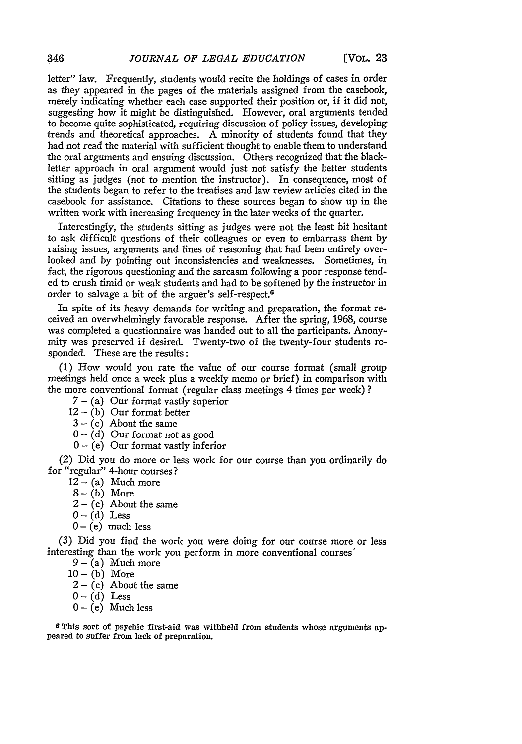letter" law. Frequently, students would recite the holdings of cases in order as they appeared in the pages of the materials assigned from the casebook, merely indicating whether each case supported their position or, if it did not, suggesting how it might be distinguished. However, oral arguments tended to become quite sophisticated, requiring discussion of policy issues, developing trends and theoretical approaches. A minority of students found that they had not read the material with sufficient thought to enable them to understand the oral arguments and ensuing discussion. Others recognized that the black-letter approach in oral argument would just not satisfy the better students sitting as judges (not to mention the instructor). In consequence, most of the students began to refer to the treatises and law review articles cited in the casebook for assistance. Citations to these sources began to show up in the written work with increasing frequency in the later weeks of the quarter.

Interestingly, the students sitting as judges were not the least bit hesitant to ask difficult questions of their colleagues or even to embarrass them by raising issues, arguments and lines of reasoning that had been entirely overlooked and by pointing out inconsistencies and weaknesses. Sometimes, in fact, the rigorous questioning and the sarcasm following a poor response tended to crush timid or weak students and had to be softened by the instructor in order to salvage a bit of the arguer's self-respect.[6]

In spite of its heavy demands for writing and preparation, the format received an overwhelmingly favorable response. After the spring, 1968, course was completed a questionnaire was handed out to all the participants. Anonymity was preserved if desired. Twenty-two of the twenty-four students responded. These are the results:

(1) How would you rate the value of our course format (small group meetings held once a week plus a weekly memo or brief) in comparison with the more conventional format (regular class meetings 4 times per week)?

- 7 – (a) Our format vastly superior
- 12 – (b) Our format better
- 3 – (c) About the same
- 0 – (d) Our format not as good
- 0 – (e) Our format vastly inferior

(2) Did you do more or less work for our course than you ordinarily do for "regular" 4-hour courses?

- 12 – (a) Much more
- 8 – (b) More
- 2 – (c) About the same
- 0 – (d) Less
- 0 – (e) much less

(3) Did you find the work you were doing for our course more or less interesting than the work you perform in more conventional courses'

- 9 – (a) Much more
- 10 – (b) More
- 2 – (c) About the same
- 0 – (d) Less
- 0 – (e) Much less

[6] This sort of psychic first-aid was withheld from students whose arguments appeared to suffer from lack of preparation.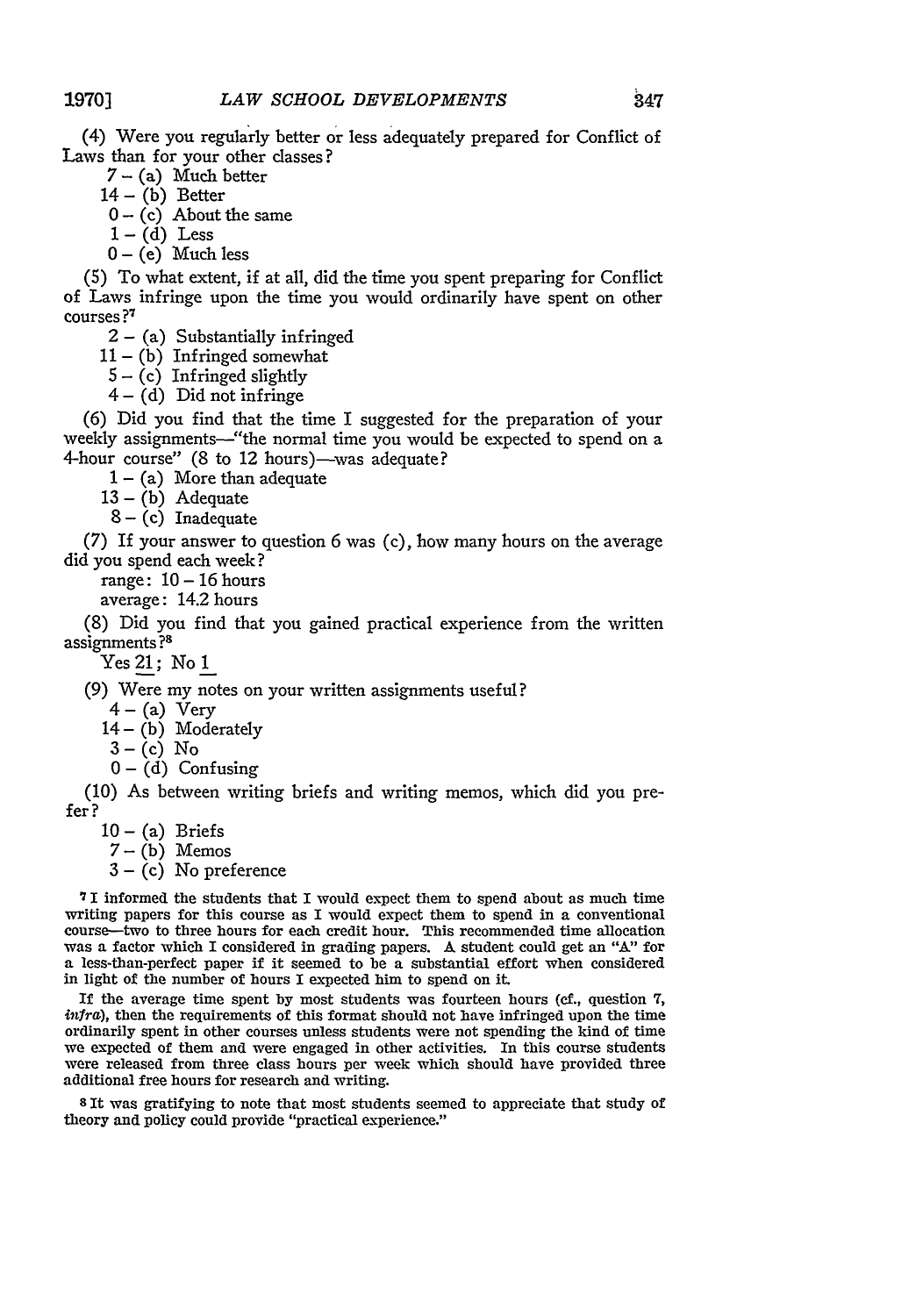(4) Were you regularly better or less adequately prepared for Conflict of Laws than for your other classes?

7 – (a) Much better
14 – (b) Better
0 – (c) About the same
1 – (d) Less
0 – (e) Much less

(5) To what extent, if at all, did the time you spent preparing for Conflict of Laws infringe upon the time you would ordinarily have spent on other courses?[7]

2 – (a) Substantially infringed
11 – (b) Infringed somewhat
5 – (c) Infringed slightly
4 – (d) Did not infringe

(6) Did you find that the time I suggested for the preparation of your weekly assignments—"the normal time you would be expected to spend on a 4-hour course" (8 to 12 hours)—was adequate?

1 – (a) More than adequate
13 – (b) Adequate
8 – (c) Inadequate

(7) If your answer to question 6 was (c), how many hours on the average did you spend each week?

range: 10 – 16 hours
average: 14.2 hours

(8) Did you find that you gained practical experience from the written assignments?[8]

Yes 21; No 1

(9) Were my notes on your written assignments useful?

4 – (a) Very
14 – (b) Moderately
3 – (c) No
0 – (d) Confusing

(10) As between writing briefs and writing memos, which did you prefer?

10 – (a) Briefs
7 – (b) Memos
3 – (c) No preference

[7] I informed the students that I would expect them to spend about as much time writing papers for this course as I would expect them to spend in a conventional course—two to three hours for each credit hour. This recommended time allocation was a factor which I considered in grading papers. A student could get an "A" for a less-than-perfect paper if it seemed to be a substantial effort when considered in light of the number of hours I expected him to spend on it.

If the average time spent by most students was fourteen hours (cf., question 7, *infra*), then the requirements of this format should not have infringed upon the time ordinarily spent in other courses unless students were not spending the kind of time we expected of them and were engaged in other activities. In this course students were released from three class hours per week which should have provided three additional free hours for research and writing.

[8] It was gratifying to note that most students seemed to appreciate that study of theory and policy could provide "practical experience."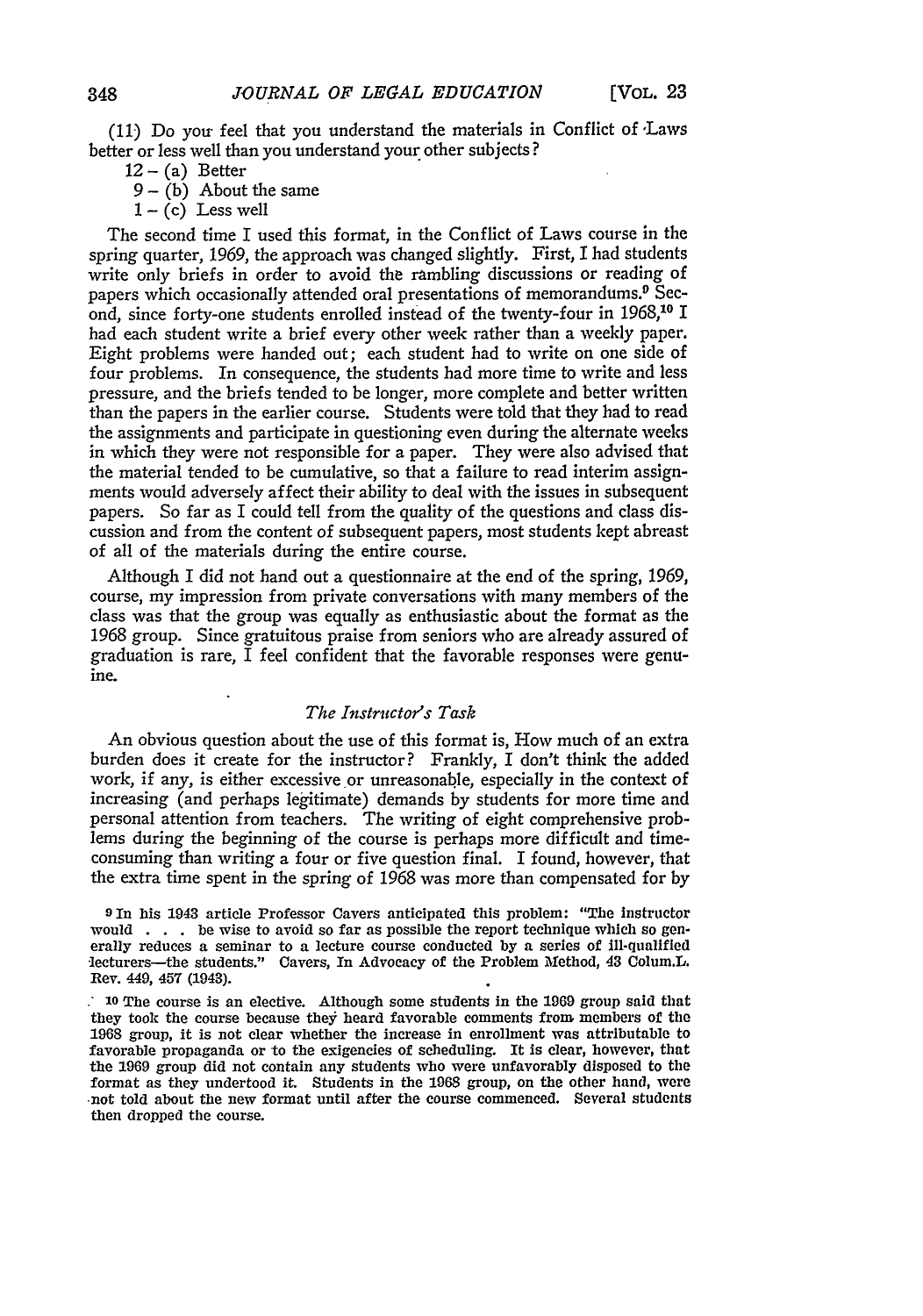(11) Do you feel that you understand the materials in Conflict of Laws better or less well than you understand your other subjects?

12 – (a) Better
9 – (b) About the same
1 – (c) Less well

The second time I used this format, in the Conflict of Laws course in the spring quarter, 1969, the approach was changed slightly. First, I had students write only briefs in order to avoid the rambling discussions or reading of papers which occasionally attended oral presentations of memorandums.[9] Second, since forty-one students enrolled instead of the twenty-four in 1968,[10] I had each student write a brief every other week rather than a weekly paper. Eight problems were handed out; each student had to write on one side of four problems. In consequence, the students had more time to write and less pressure, and the briefs tended to be longer, more complete and better written than the papers in the earlier course. Students were told that they had to read the assignments and participate in questioning even during the alternate weeks in which they were not responsible for a paper. They were also advised that the material tended to be cumulative, so that a failure to read interim assignments would adversely affect their ability to deal with the issues in subsequent papers. So far as I could tell from the quality of the questions and class discussion and from the content of subsequent papers, most students kept abreast of all of the materials during the entire course.

Although I did not hand out a questionnaire at the end of the spring, 1969, course, my impression from private conversations with many members of the class was that the group was equally as enthusiastic about the format as the 1968 group. Since gratuitous praise from seniors who are already assured of graduation is rare, I feel confident that the favorable responses were genuine.

### *The Instructor's Task*

An obvious question about the use of this format is, How much of an extra burden does it create for the instructor? Frankly, I don't think the added work, if any, is either excessive or unreasonable, especially in the context of increasing (and perhaps legitimate) demands by students for more time and personal attention from teachers. The writing of eight comprehensive problems during the beginning of the course is perhaps more difficult and time-consuming than writing a four or five question final. I found, however, that the extra time spent in the spring of 1968 was more than compensated for by

[9] In his 1943 article Professor Cavers anticipated this problem: "The instructor would . . . be wise to avoid so far as possible the report technique which so generally reduces a seminar to a lecture course conducted by a series of ill-qualified lecturers—the students." Cavers, In Advocacy of the Problem Method, 43 Colum.L. Rev. 449, 457 (1943).

[10] The course is an elective. Although some students in the 1969 group said that they took the course because they heard favorable comments from members of the 1968 group, it is not clear whether the increase in enrollment was attributable to favorable propaganda or to the exigencies of scheduling. It is clear, however, that the 1969 group did not contain any students who were unfavorably disposed to the format as they understood it. Students in the 1968 group, on the other hand, were not told about the new format until after the course commenced. Several students then dropped the course.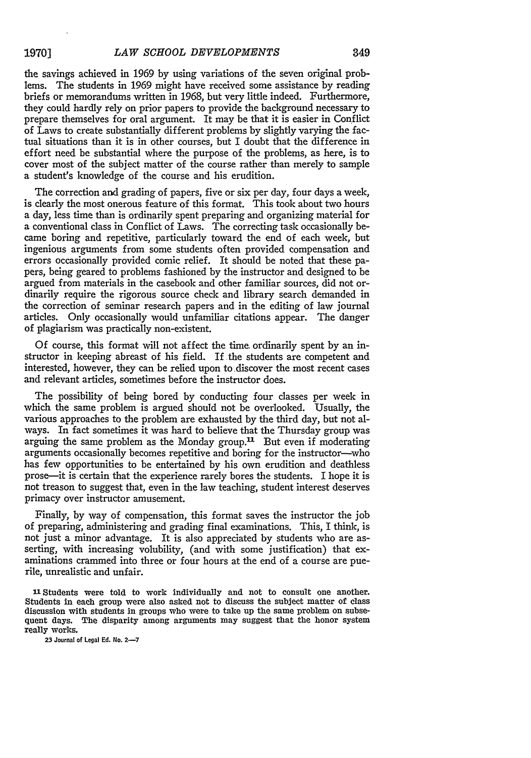the savings achieved in 1969 by using variations of the seven original problems. The students in 1969 might have received some assistance by reading briefs or memorandums written in 1968, but very little indeed. Furthermore, they could hardly rely on prior papers to provide the background necessary to prepare themselves for oral argument. It may be that it is easier in Conflict of Laws to create substantially different problems by slightly varying the factual situations than it is in other courses, but I doubt that the difference in effort need be substantial where the purpose of the problems, as here, is to cover most of the subject matter of the course rather than merely to sample a student's knowledge of the course and his erudition.

The correction and grading of papers, five or six per day, four days a week, is clearly the most onerous feature of this format. This took about two hours a day, less time than is ordinarily spent preparing and organizing material for a conventional class in Conflict of Laws. The correcting task occasionally became boring and repetitive, particularly toward the end of each week, but ingenious arguments from some students often provided compensation and errors occasionally provided comic relief. It should be noted that these papers, being geared to problems fashioned by the instructor and designed to be argued from materials in the casebook and other familiar sources, did not ordinarily require the rigorous source check and library search demanded in the correction of seminar research papers and in the editing of law journal articles. Only occasionally would unfamiliar citations appear. The danger of plagiarism was practically non-existent.

Of course, this format will not affect the time ordinarily spent by an instructor in keeping abreast of his field. If the students are competent and interested, however, they can be relied upon to discover the most recent cases and relevant articles, sometimes before the instructor does.

The possibility of being bored by conducting four classes per week in which the same problem is argued should not be overlooked. Usually, the various approaches to the problem are exhausted by the third day, but not always. In fact sometimes it was hard to believe that the Thursday group was arguing the same problem as the Monday group.[11] But even if moderating arguments occasionally becomes repetitive and boring for the instructor—who has few opportunities to be entertained by his own erudition and deathless prose—it is certain that the experience rarely bores the students. I hope it is not treason to suggest that, even in the law teaching, student interest deserves primacy over instructor amusement.

Finally, by way of compensation, this format saves the instructor the job of preparing, administering and grading final examinations. This, I think, is not just a minor advantage. It is also appreciated by students who are asserting, with increasing volubility, (and with some justification) that examinations crammed into three or four hours at the end of a course are puerile, unrealistic and unfair.

[11] Students were told to work individually and not to consult one another. Students in each group were also asked not to discuss the subject matter of class discussion with students in groups who were to take up the same problem on subsequent days. The disparity among arguments may suggest that the honor system really works.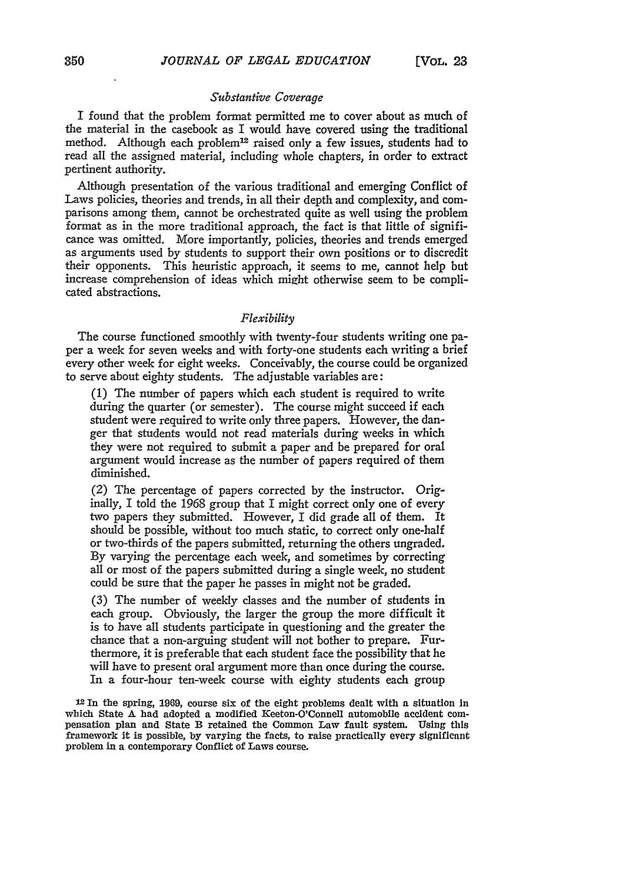### *Substantive Coverage*

I found that the problem format permitted me to cover about as much of the material in the casebook as I would have covered using the traditional method. Although each problem[12] raised only a few issues, students had to read all the assigned material, including whole chapters, in order to extract pertinent authority.

Although presentation of the various traditional and emerging Conflict of Laws policies, theories and trends, in all their depth and complexity, and comparisons among them, cannot be orchestrated quite as well using the problem format as in the more traditional approach, the fact is that little of significance was omitted. More importantly, policies, theories and trends emerged as arguments used by students to support their own positions or to discredit their opponents. This heuristic approach, it seems to me, cannot help but increase comprehension of ideas which might otherwise seem to be complicated abstractions.

### *Flexibility*

The course functioned smoothly with twenty-four students writing one paper a week for seven weeks and with forty-one students each writing a brief every other week for eight weeks. Conceivably, the course could be organized to serve about eighty students. The adjustable variables are:

(1) The number of papers which each student is required to write during the quarter (or semester). The course might succeed if each student were required to write only three papers. However, the danger that students would not read materials during weeks in which they were not required to submit a paper and be prepared for oral argument would increase as the number of papers required of them diminished.

(2) The percentage of papers corrected by the instructor. Originally, I told the 1968 group that I might correct only one of every two papers they submitted. However, I did grade all of them. It should be possible, without too much static, to correct only one-half or two-thirds of the papers submitted, returning the others ungraded. By varying the percentage each week, and sometimes by correcting all or most of the papers submitted during a single week, no student could be sure that the paper he passes in might not be graded.

(3) The number of weekly classes and the number of students in each group. Obviously, the larger the group the more difficult it is to have all students participate in questioning and the greater the chance that a non-arguing student will not bother to prepare. Furthermore, it is preferable that each student face the possibility that he will have to present oral argument more than once during the course. In a four-hour ten-week course with eighty students each group

[12] In the spring, 1969, course six of the eight problems dealt with a situation in which State A had adopted a modified Keeton-O'Connell automobile accident compensation plan and State B retained the Common Law fault system. Using this framework it is possible, by varying the facts, to raise practically every significant problem in a contemporary Conflict of Laws course.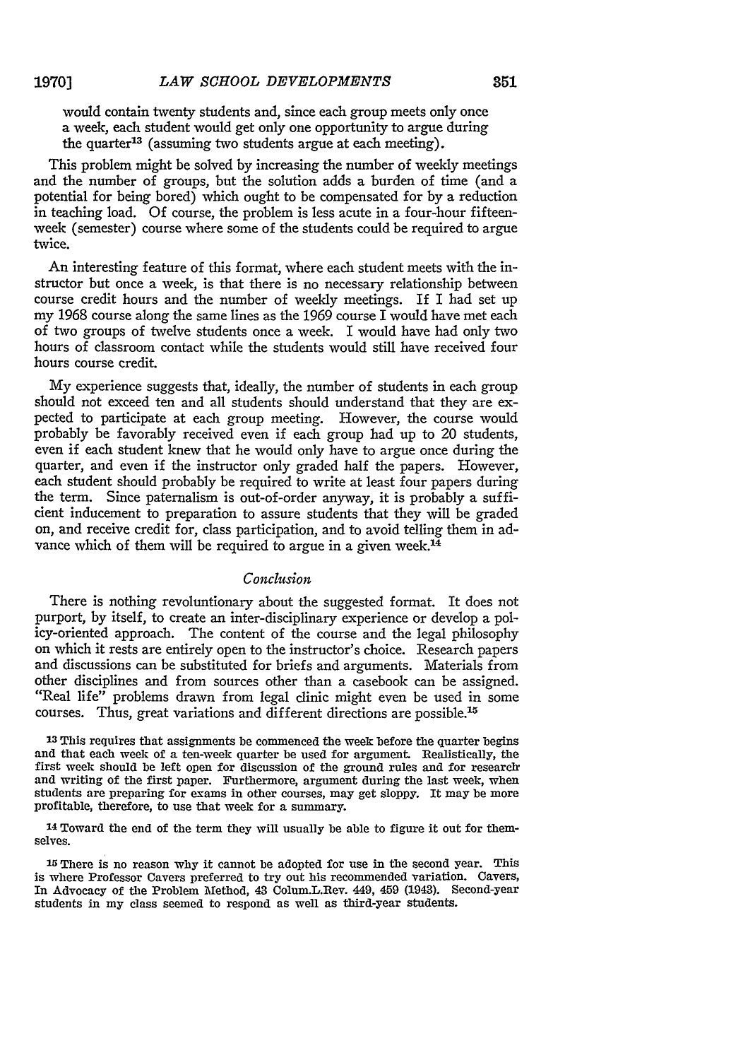would contain twenty students and, since each group meets only once a week, each student would get only one opportunity to argue during the quarter[13] (assuming two students argue at each meeting).

This problem might be solved by increasing the number of weekly meetings and the number of groups, but the solution adds a burden of time (and a potential for being bored) which ought to be compensated for by a reduction in teaching load. Of course, the problem is less acute in a four-hour fifteen-week (semester) course where some of the students could be required to argue twice.

An interesting feature of this format, where each student meets with the instructor but once a week, is that there is no necessary relationship between course credit hours and the number of weekly meetings. If I had set up my 1968 course along the same lines as the 1969 course I would have met each of two groups of twelve students once a week. I would have had only two hours of classroom contact while the students would still have received four hours course credit.

My experience suggests that, ideally, the number of students in each group should not exceed ten and all students should understand that they are expected to participate at each group meeting. However, the course would probably be favorably received even if each group had up to 20 students, even if each student knew that he would only have to argue once during the quarter, and even if the instructor only graded half the papers. However, each student should probably be required to write at least four papers during the term. Since paternalism is out-of-order anyway, it is probably a sufficient inducement to preparation to assure students that they will be graded on, and receive credit for, class participation, and to avoid telling them in advance which of them will be required to argue in a given week.[14]

### *Conclusion*

There is nothing revoluntionary about the suggested format. It does not purport, by itself, to create an inter-disciplinary experience or develop a policy-oriented approach. The content of the course and the legal philosophy on which it rests are entirely open to the instructor's choice. Research papers and discussions can be substituted for briefs and arguments. Materials from other disciplines and from sources other than a casebook can be assigned. "Real life" problems drawn from legal clinic might even be used in some courses. Thus, great variations and different directions are possible.[15]

[13] This requires that assignments be commenced the week before the quarter begins and that each week of a ten-week quarter be used for argument. Realistically, the first week should be left open for discussion of the ground rules and for research and writing of the first paper. Furthermore, argument during the last week, when students are preparing for exams in other courses, may get sloppy. It may be more profitable, therefore, to use that week for a summary.

[14] Toward the end of the term they will usually be able to figure it out for themselves.

[15] There is no reason why it cannot be adopted for use in the second year. This is where Professor Cavers preferred to try out his recommended variation. Cavers, In Advocacy of the Problem Method, 43 Colum.L.Rev. 449, 459 (1943). Second-year students in my class seemed to respond as well as third-year students.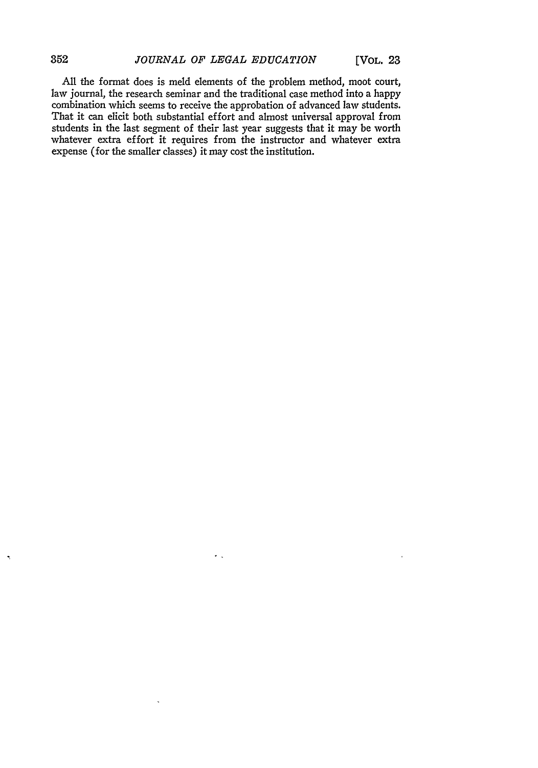All the format does is meld elements of the problem method, moot court, law journal, the research seminar and the traditional case method into a happy combination which seems to receive the approbation of advanced law students. That it can elicit both substantial effort and almost universal approval from students in the last segment of their last year suggests that it may be worth whatever extra effort it requires from the instructor and whatever extra expense (for the smaller classes) it may cost the institution.